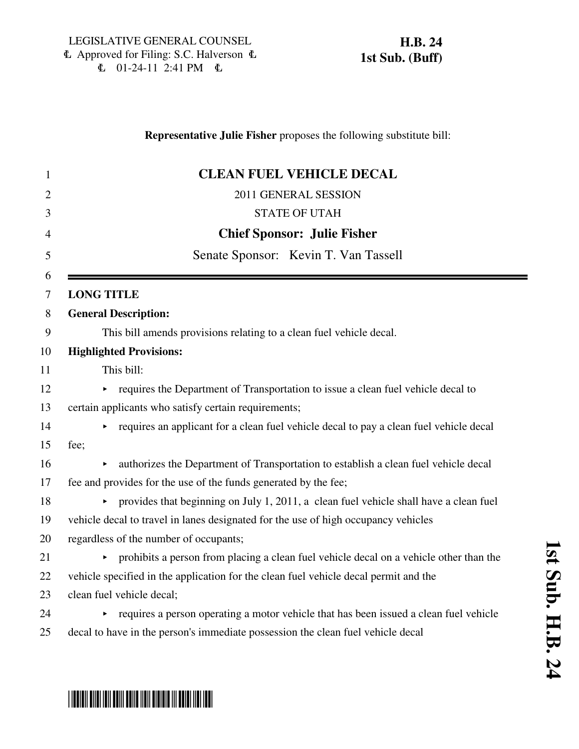LEGISLATIVE GENERAL COUNSEL
Approved for Filing: S.C. Halverson
01-24-11 2:41 PM

**H.B. 24**
**1st Sub. (Buff)**

**Representative Julie Fisher** proposes the following substitute bill:

# CLEAN FUEL VEHICLE DECAL

2011 GENERAL SESSION

STATE OF UTAH

**Chief Sponsor: Julie Fisher**

Senate Sponsor: Kevin T. Van Tassell

**LONG TITLE**

**General Description:**

This bill amends provisions relating to a clean fuel vehicle decal.

**Highlighted Provisions:**

This bill:

- requires the Department of Transportation to issue a clean fuel vehicle decal to certain applicants who satisfy certain requirements;
- requires an applicant for a clean fuel vehicle decal to pay a clean fuel vehicle decal fee;
- authorizes the Department of Transportation to establish a clean fuel vehicle decal fee and provides for the use of the funds generated by the fee;
- provides that beginning on July 1, 2011, a clean fuel vehicle shall have a clean fuel vehicle decal to travel in lanes designated for the use of high occupancy vehicles regardless of the number of occupants;
- prohibits a person from placing a clean fuel vehicle decal on a vehicle other than the vehicle specified in the application for the clean fuel vehicle decal permit and the clean fuel vehicle decal;
- requires a person operating a motor vehicle that has been issued a clean fuel vehicle decal to have in the person's immediate possession the clean fuel vehicle decal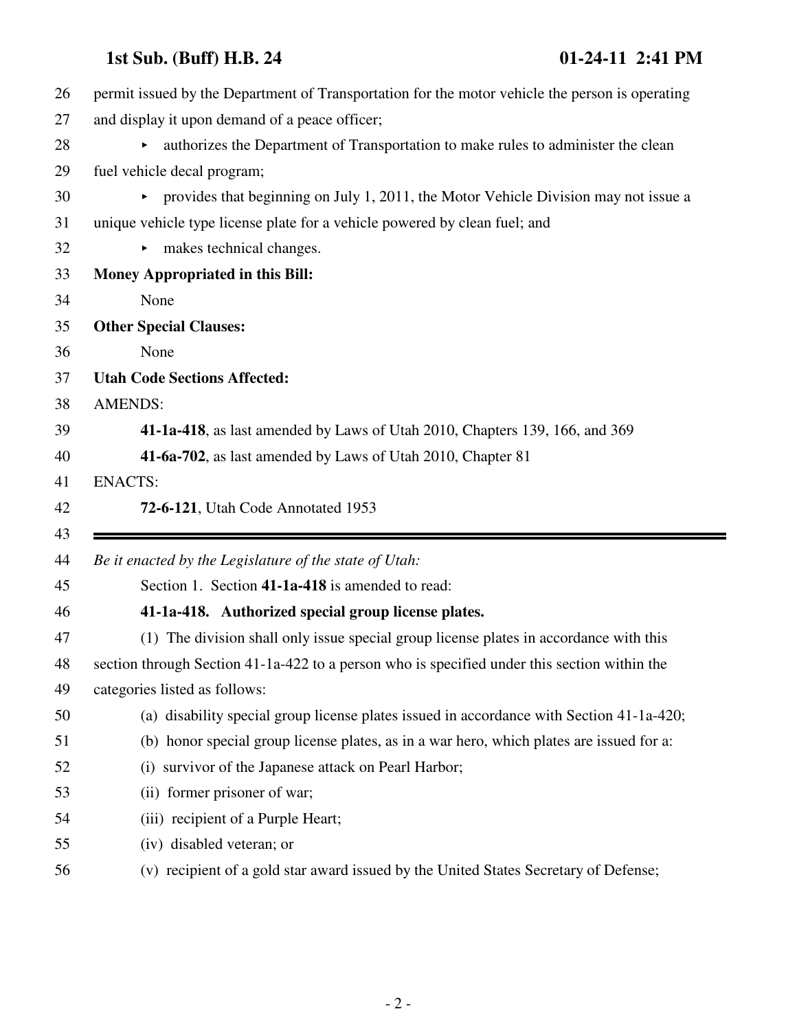permit issued by the Department of Transportation for the motor vehicle the person is operating and display it upon demand of a peace officer;

- authorizes the Department of Transportation to make rules to administer the clean fuel vehicle decal program;
- provides that beginning on July 1, 2011, the Motor Vehicle Division may not issue a unique vehicle type license plate for a vehicle powered by clean fuel; and
- makes technical changes.

**Money Appropriated in this Bill:**

None

**Other Special Clauses:**

None

**Utah Code Sections Affected:**

AMENDS:

**41-1a-418**, as last amended by Laws of Utah 2010, Chapters 139, 166, and 369

**41-6a-702**, as last amended by Laws of Utah 2010, Chapter 81

ENACTS:

**72-6-121**, Utah Code Annotated 1953

---

*Be it enacted by the Legislature of the state of Utah:*

Section 1. Section **41-1a-418** is amended to read:

**41-1a-418. Authorized special group license plates.**

(1) The division shall only issue special group license plates in accordance with this section through Section 41-1a-422 to a person who is specified under this section within the categories listed as follows:

(a) disability special group license plates issued in accordance with Section 41-1a-420;

(b) honor special group license plates, as in a war hero, which plates are issued for a:

(i) survivor of the Japanese attack on Pearl Harbor;

(ii) former prisoner of war;

(iii) recipient of a Purple Heart;

(iv) disabled veteran; or

(v) recipient of a gold star award issued by the United States Secretary of Defense;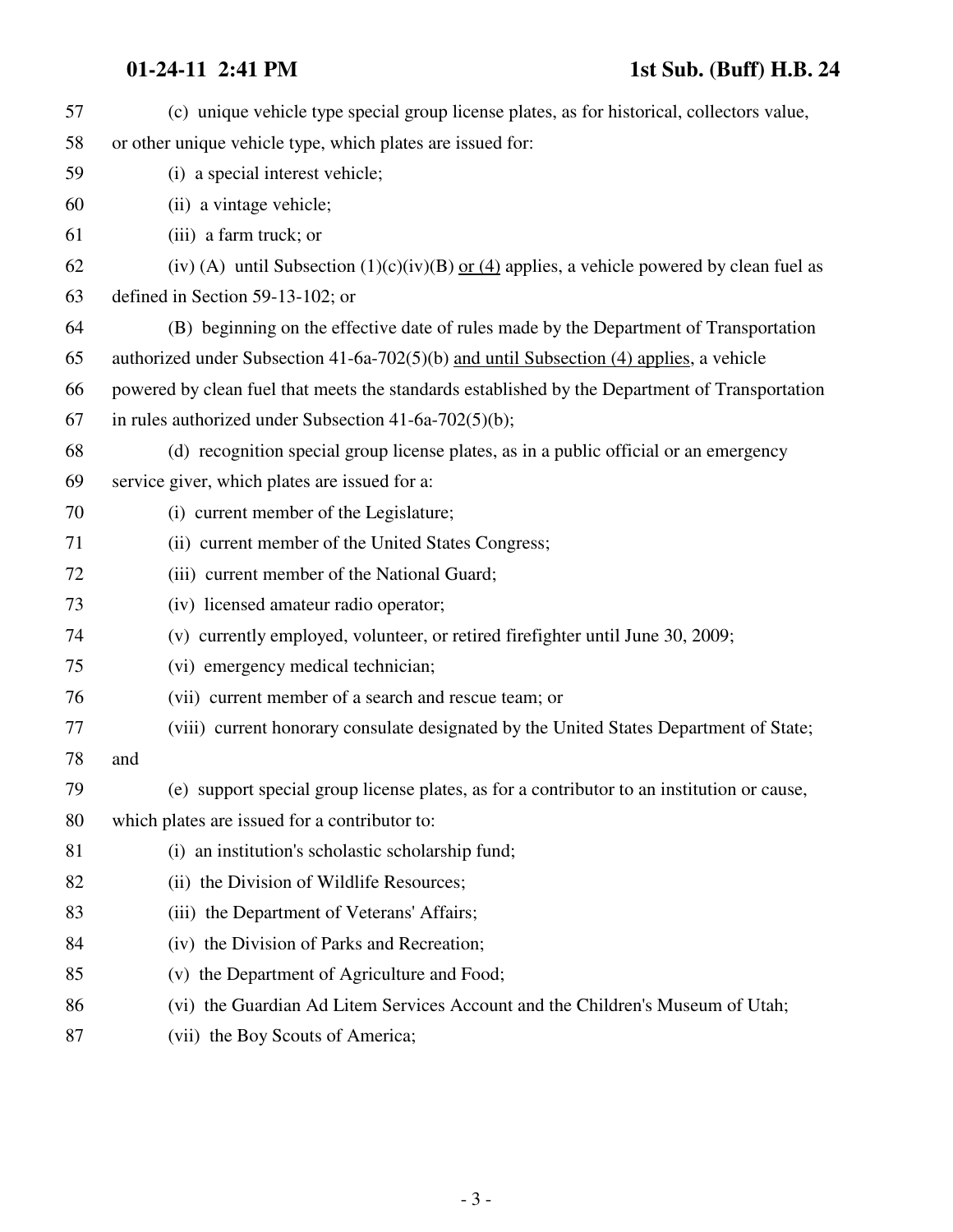57 (c) unique vehicle type special group license plates, as for historical, collectors value,
58 or other unique vehicle type, which plates are issued for:
59 (i) a special interest vehicle;
60 (ii) a vintage vehicle;
61 (iii) a farm truck; or
62 (iv) (A) until Subsection (1)(c)(iv)(B) or (4) applies, a vehicle powered by clean fuel as
63 defined in Section 59-13-102; or
64 (B) beginning on the effective date of rules made by the Department of Transportation
65 authorized under Subsection 41-6a-702(5)(b) and until Subsection (4) applies, a vehicle
66 powered by clean fuel that meets the standards established by the Department of Transportation
67 in rules authorized under Subsection 41-6a-702(5)(b);
68 (d) recognition special group license plates, as in a public official or an emergency
69 service giver, which plates are issued for a:
70 (i) current member of the Legislature;
71 (ii) current member of the United States Congress;
72 (iii) current member of the National Guard;
73 (iv) licensed amateur radio operator;
74 (v) currently employed, volunteer, or retired firefighter until June 30, 2009;
75 (vi) emergency medical technician;
76 (vii) current member of a search and rescue team; or
77 (viii) current honorary consulate designated by the United States Department of State;
78 and
79 (e) support special group license plates, as for a contributor to an institution or cause,
80 which plates are issued for a contributor to:
81 (i) an institution's scholastic scholarship fund;
82 (ii) the Division of Wildlife Resources;
83 (iii) the Department of Veterans' Affairs;
84 (iv) the Division of Parks and Recreation;
85 (v) the Department of Agriculture and Food;
86 (vi) the Guardian Ad Litem Services Account and the Children's Museum of Utah;
87 (vii) the Boy Scouts of America;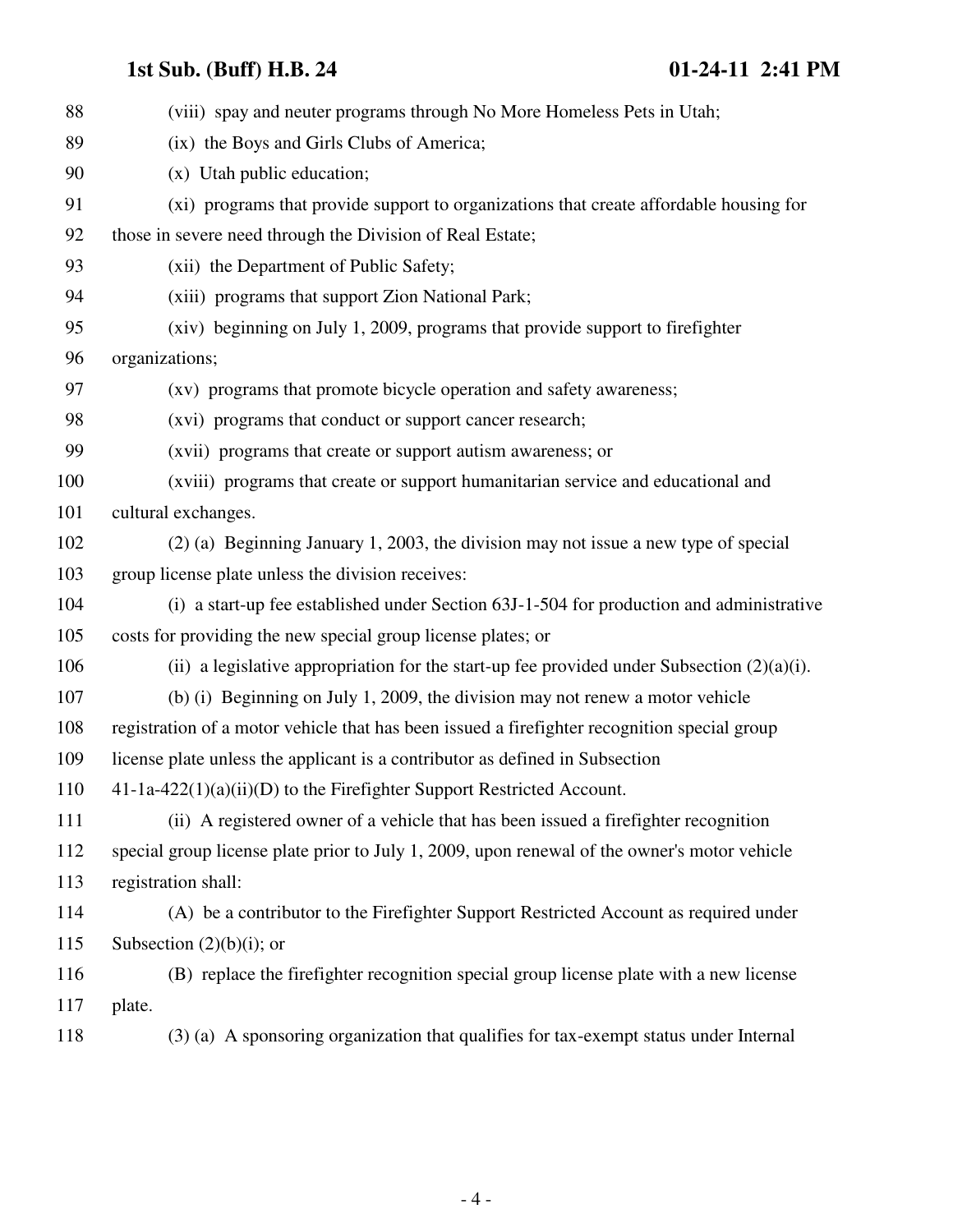(viii) spay and neuter programs through No More Homeless Pets in Utah;

(ix) the Boys and Girls Clubs of America;

(x) Utah public education;

(xi) programs that provide support to organizations that create affordable housing for those in severe need through the Division of Real Estate;

(xii) the Department of Public Safety;

(xiii) programs that support Zion National Park;

(xiv) beginning on July 1, 2009, programs that provide support to firefighter organizations;

(xv) programs that promote bicycle operation and safety awareness;

(xvi) programs that conduct or support cancer research;

(xvii) programs that create or support autism awareness; or

(xviii) programs that create or support humanitarian service and educational and cultural exchanges.

(2) (a) Beginning January 1, 2003, the division may not issue a new type of special group license plate unless the division receives:

(i) a start-up fee established under Section 63J-1-504 for production and administrative costs for providing the new special group license plates; or

(ii) a legislative appropriation for the start-up fee provided under Subsection (2)(a)(i).

(b) (i) Beginning on July 1, 2009, the division may not renew a motor vehicle registration of a motor vehicle that has been issued a firefighter recognition special group license plate unless the applicant is a contributor as defined in Subsection 41-1a-422(1)(a)(ii)(D) to the Firefighter Support Restricted Account.

(ii) A registered owner of a vehicle that has been issued a firefighter recognition special group license plate prior to July 1, 2009, upon renewal of the owner's motor vehicle registration shall:

(A) be a contributor to the Firefighter Support Restricted Account as required under Subsection (2)(b)(i); or

(B) replace the firefighter recognition special group license plate with a new license plate.

(3) (a) A sponsoring organization that qualifies for tax-exempt status under Internal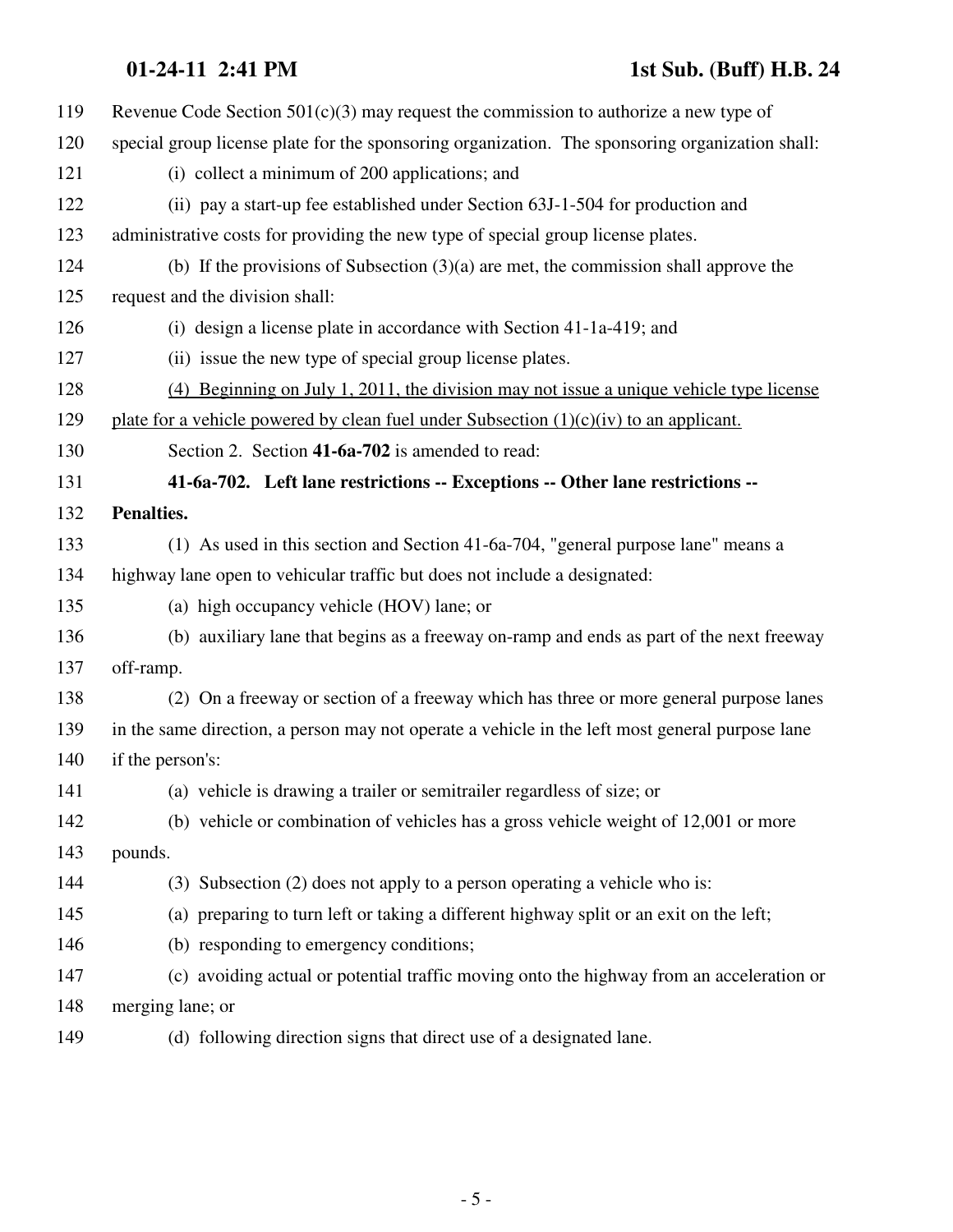Revenue Code Section 501(c)(3) may request the commission to authorize a new type of special group license plate for the sponsoring organization. The sponsoring organization shall:

(i) collect a minimum of 200 applications; and

(ii) pay a start-up fee established under Section 63J-1-504 for production and administrative costs for providing the new type of special group license plates.

(b) If the provisions of Subsection (3)(a) are met, the commission shall approve the request and the division shall:

(i) design a license plate in accordance with Section 41-1a-419; and

(ii) issue the new type of special group license plates.

<u>(4) Beginning on July 1, 2011, the division may not issue a unique vehicle type license plate for a vehicle powered by clean fuel under Subsection (1)(c)(iv) to an applicant.</u>

Section 2. Section **41-6a-702** is amended to read:

**41-6a-702. Left lane restrictions -- Exceptions -- Other lane restrictions -- Penalties.**

(1) As used in this section and Section 41-6a-704, "general purpose lane" means a highway lane open to vehicular traffic but does not include a designated:

(a) high occupancy vehicle (HOV) lane; or

(b) auxiliary lane that begins as a freeway on-ramp and ends as part of the next freeway off-ramp.

(2) On a freeway or section of a freeway which has three or more general purpose lanes in the same direction, a person may not operate a vehicle in the left most general purpose lane if the person's:

(a) vehicle is drawing a trailer or semitrailer regardless of size; or

(b) vehicle or combination of vehicles has a gross vehicle weight of 12,001 or more pounds.

(3) Subsection (2) does not apply to a person operating a vehicle who is:

(a) preparing to turn left or taking a different highway split or an exit on the left;

(b) responding to emergency conditions;

(c) avoiding actual or potential traffic moving onto the highway from an acceleration or merging lane; or

(d) following direction signs that direct use of a designated lane.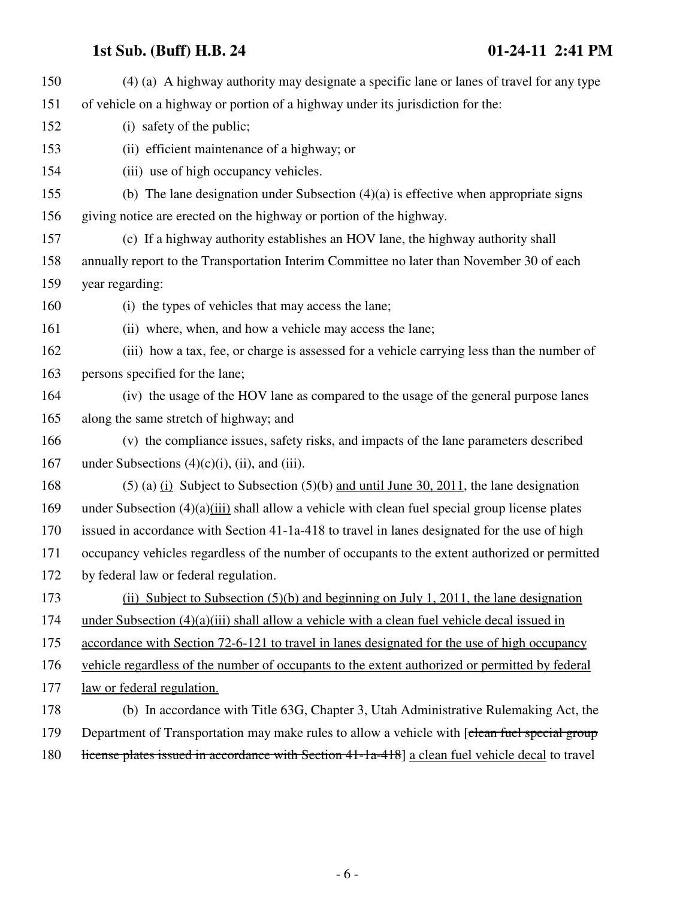150 (4) (a) A highway authority may designate a specific lane or lanes of travel for any type
151 of vehicle on a highway or portion of a highway under its jurisdiction for the:
152 (i) safety of the public;
153 (ii) efficient maintenance of a highway; or
154 (iii) use of high occupancy vehicles.
155 (b) The lane designation under Subsection (4)(a) is effective when appropriate signs
156 giving notice are erected on the highway or portion of the highway.
157 (c) If a highway authority establishes an HOV lane, the highway authority shall
158 annually report to the Transportation Interim Committee no later than November 30 of each
159 year regarding:
160 (i) the types of vehicles that may access the lane;
161 (ii) where, when, and how a vehicle may access the lane;
162 (iii) how a tax, fee, or charge is assessed for a vehicle carrying less than the number of
163 persons specified for the lane;
164 (iv) the usage of the HOV lane as compared to the usage of the general purpose lanes
165 along the same stretch of highway; and
166 (v) the compliance issues, safety risks, and impacts of the lane parameters described
167 under Subsections (4)(c)(i), (ii), and (iii).
168 (5) (a) <u>(i)</u> Subject to Subsection (5)(b) <u>and until June 30, 2011</u>, the lane designation
169 under Subsection (4)(a)<u>(iii)</u> shall allow a vehicle with clean fuel special group license plates
170 issued in accordance with Section 41-1a-418 to travel in lanes designated for the use of high
171 occupancy vehicles regardless of the number of occupants to the extent authorized or permitted
172 by federal law or federal regulation.
173 <u>(ii) Subject to Subsection (5)(b) and beginning on July 1, 2011, the lane designation</u>
174 <u>under Subsection (4)(a)(iii) shall allow a vehicle with a clean fuel vehicle decal issued in</u>
175 <u>accordance with Section 72-6-121 to travel in lanes designated for the use of high occupancy</u>
176 <u>vehicle regardless of the number of occupants to the extent authorized or permitted by federal</u>
177 <u>law or federal regulation.</u>
178 (b) In accordance with Title 63G, Chapter 3, Utah Administrative Rulemaking Act, the
179 Department of Transportation may make rules to allow a vehicle with [~~clean fuel special group~~
180 ~~license plates issued in accordance with Section 41-1a-418~~] <u>a clean fuel vehicle decal</u> to travel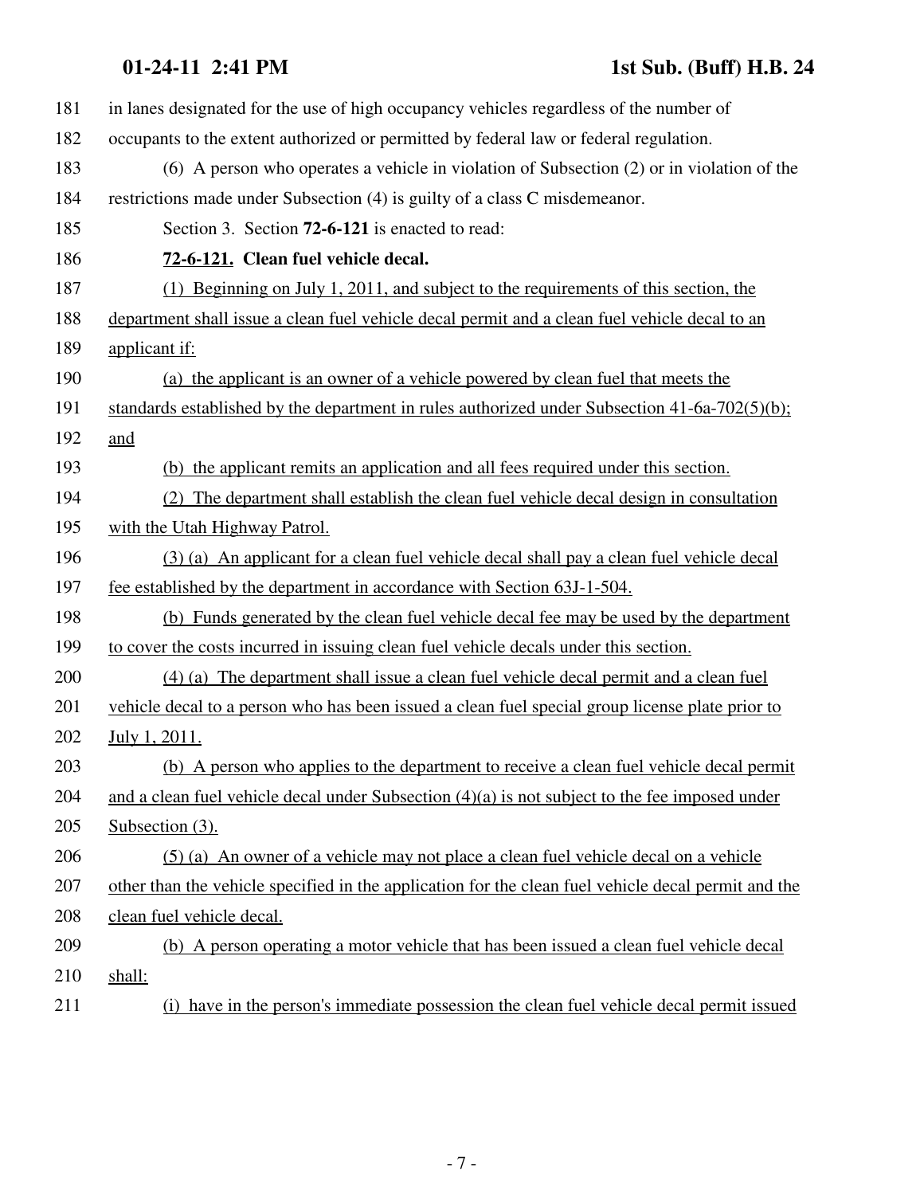in lanes designated for the use of high occupancy vehicles regardless of the number of occupants to the extent authorized or permitted by federal law or federal regulation.

(6) A person who operates a vehicle in violation of Subsection (2) or in violation of the restrictions made under Subsection (4) is guilty of a class C misdemeanor.

Section 3. Section **72-6-121** is enacted to read:

**72-6-121. Clean fuel vehicle decal.**

(1) Beginning on July 1, 2011, and subject to the requirements of this section, the department shall issue a clean fuel vehicle decal permit and a clean fuel vehicle decal to an applicant if:

(a) the applicant is an owner of a vehicle powered by clean fuel that meets the standards established by the department in rules authorized under Subsection 41-6a-702(5)(b); and

(b) the applicant remits an application and all fees required under this section.

(2) The department shall establish the clean fuel vehicle decal design in consultation with the Utah Highway Patrol.

(3) (a) An applicant for a clean fuel vehicle decal shall pay a clean fuel vehicle decal fee established by the department in accordance with Section 63J-1-504.

(b) Funds generated by the clean fuel vehicle decal fee may be used by the department to cover the costs incurred in issuing clean fuel vehicle decals under this section.

(4) (a) The department shall issue a clean fuel vehicle decal permit and a clean fuel vehicle decal to a person who has been issued a clean fuel special group license plate prior to July 1, 2011.

(b) A person who applies to the department to receive a clean fuel vehicle decal permit and a clean fuel vehicle decal under Subsection (4)(a) is not subject to the fee imposed under Subsection (3).

(5) (a) An owner of a vehicle may not place a clean fuel vehicle decal on a vehicle other than the vehicle specified in the application for the clean fuel vehicle decal permit and the clean fuel vehicle decal.

(b) A person operating a motor vehicle that has been issued a clean fuel vehicle decal shall:

(i) have in the person's immediate possession the clean fuel vehicle decal permit issued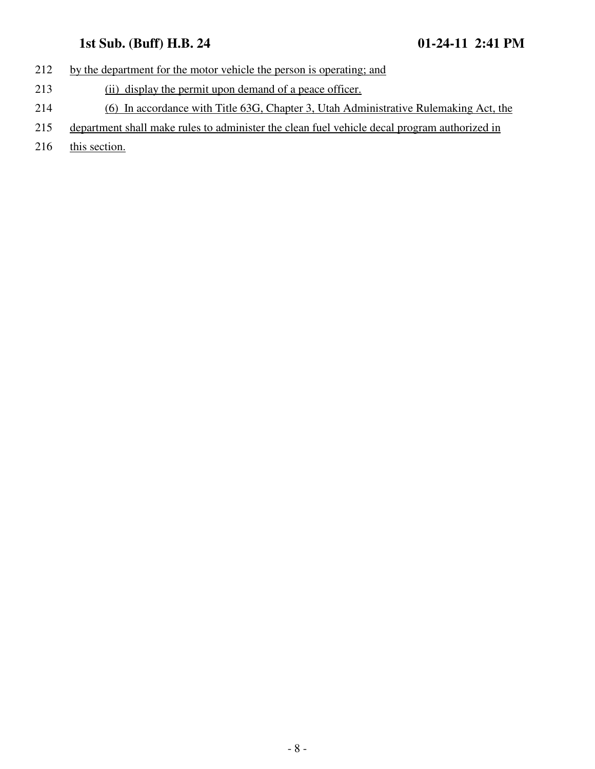212 by the department for the motor vehicle the person is operating; and

213 (ii) display the permit upon demand of a peace officer.

214 (6) In accordance with Title 63G, Chapter 3, Utah Administrative Rulemaking Act, the

215 department shall make rules to administer the clean fuel vehicle decal program authorized in

216 this section.